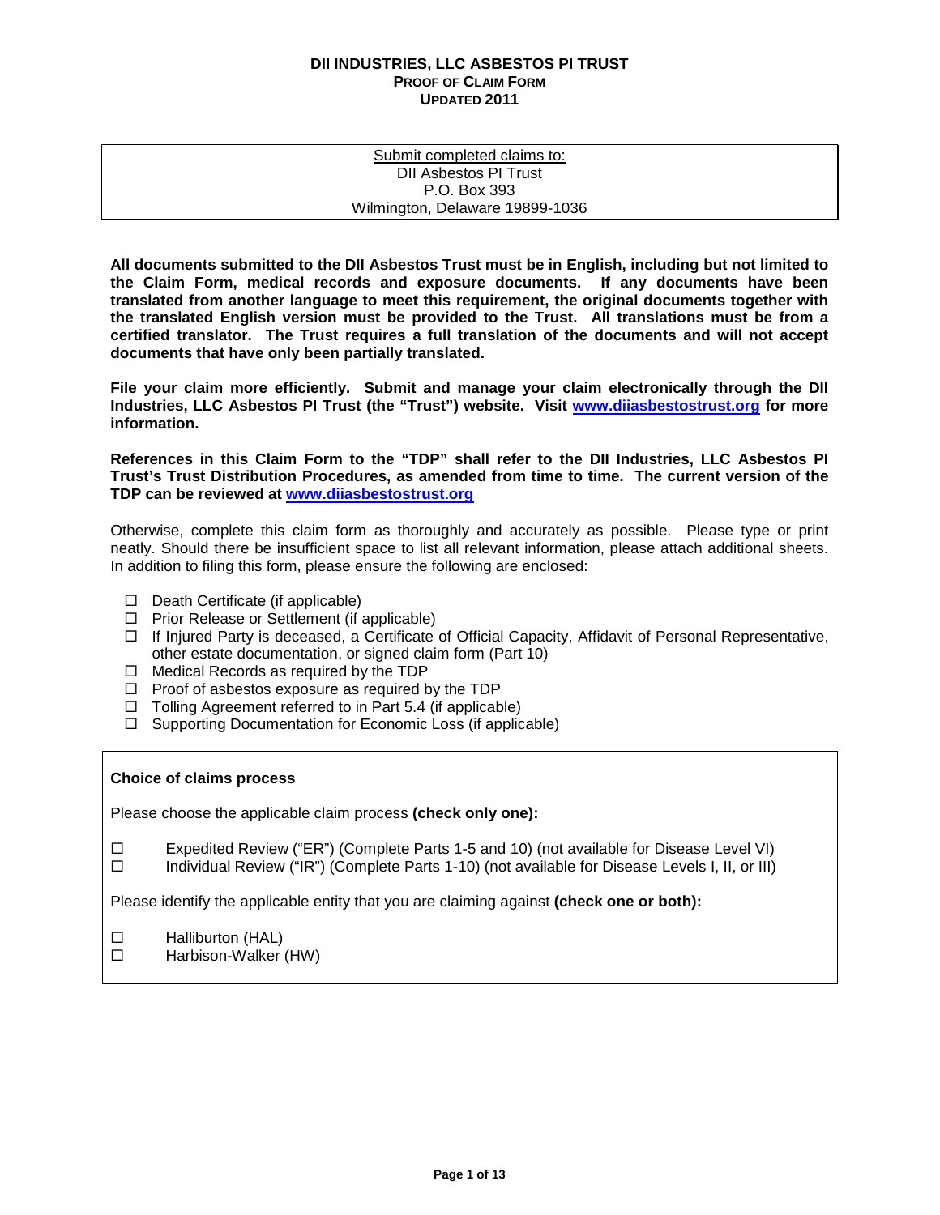# DII INDUSTRIES, LLC ASBESTOS PI TRUST
## PROOF OF CLAIM FORM
## UPDATED 2011

| Submit completed claims to: |
|---|
| DII Asbestos PI Trust |
| P.O. Box 393 |
| Wilmington, Delaware 19899-1036 |

**All documents submitted to the DII Asbestos Trust must be in English, including but not limited to the Claim Form, medical records and exposure documents. If any documents have been translated from another language to meet this requirement, the original documents together with the translated English version must be provided to the Trust. All translations must be from a certified translator. The Trust requires a full translation of the documents and will not accept documents that have only been partially translated.**

**File your claim more efficiently. Submit and manage your claim electronically through the DII Industries, LLC Asbestos PI Trust (the "Trust") website. Visit www.diiasbestostrust.org for more information.**

**References in this Claim Form to the "TDP" shall refer to the DII Industries, LLC Asbestos PI Trust's Trust Distribution Procedures, as amended from time to time. The current version of the TDP can be reviewed at www.diiasbestostrust.org**

Otherwise, complete this claim form as thoroughly and accurately as possible. Please type or print neatly. Should there be insufficient space to list all relevant information, please attach additional sheets. In addition to filing this form, please ensure the following are enclosed:

- ☐ Death Certificate (if applicable)
- ☐ Prior Release or Settlement (if applicable)
- ☐ If Injured Party is deceased, a Certificate of Official Capacity, Affidavit of Personal Representative, other estate documentation, or signed claim form (Part 10)
- ☐ Medical Records as required by the TDP
- ☐ Proof of asbestos exposure as required by the TDP
- ☐ Tolling Agreement referred to in Part 5.4 (if applicable)
- ☐ Supporting Documentation for Economic Loss (if applicable)

**Choice of claims process**

Please choose the applicable claim process **(check only one):**

- ☐ Expedited Review ("ER") (Complete Parts 1-5 and 10) (not available for Disease Level VI)
- ☐ Individual Review ("IR") (Complete Parts 1-10) (not available for Disease Levels I, II, or III)

Please identify the applicable entity that you are claiming against **(check one or both):**

- ☐ Halliburton (HAL)
- ☐ Harbison-Walker (HW)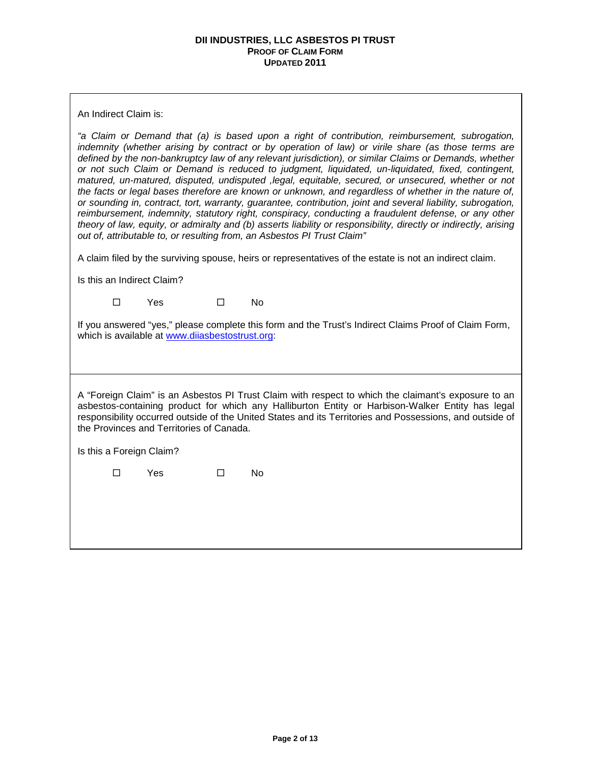An Indirect Claim is:

*"a Claim or Demand that (a) is based upon a right of contribution, reimbursement, subrogation, indemnity (whether arising by contract or by operation of law) or virile share (as those terms are defined by the non-bankruptcy law of any relevant jurisdiction), or similar Claims or Demands, whether or not such Claim or Demand is reduced to judgment, liquidated, un-liquidated, fixed, contingent, matured, un-matured, disputed, undisputed ,legal, equitable, secured, or unsecured, whether or not the facts or legal bases therefore are known or unknown, and regardless of whether in the nature of, or sounding in, contract, tort, warranty, guarantee, contribution, joint and several liability, subrogation, reimbursement, indemnity, statutory right, conspiracy, conducting a fraudulent defense, or any other theory of law, equity, or admiralty and (b) asserts liability or responsibility, directly or indirectly, arising out of, attributable to, or resulting from, an Asbestos PI Trust Claim"*

A claim filed by the surviving spouse, heirs or representatives of the estate is not an indirect claim.

Is this an Indirect Claim?

☐ Yes ☐ No

If you answered "yes," please complete this form and the Trust's Indirect Claims Proof of Claim Form, which is available at [www.diiasbestostrust.org](http://www.diiasbestostrust.org):

---

A "Foreign Claim" is an Asbestos PI Trust Claim with respect to which the claimant's exposure to an asbestos-containing product for which any Halliburton Entity or Harbison-Walker Entity has legal responsibility occurred outside of the United States and its Territories and Possessions, and outside of the Provinces and Territories of Canada.

Is this a Foreign Claim?

☐ Yes ☐ No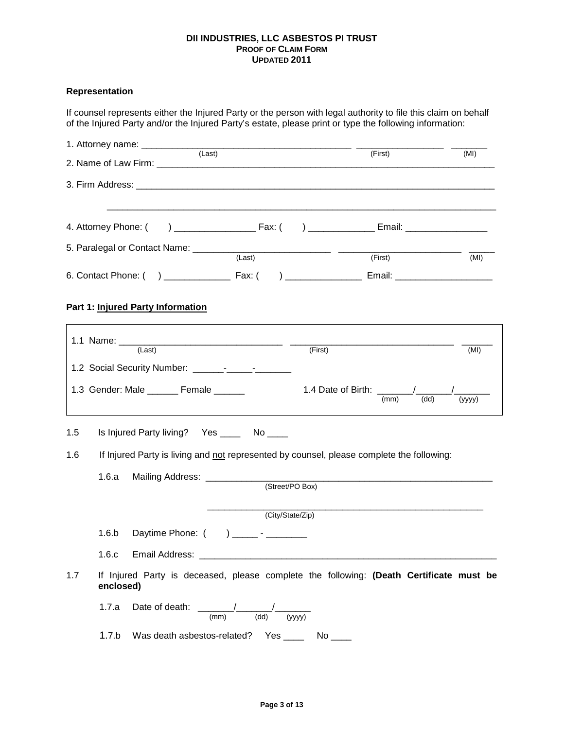**DII INDUSTRIES, LLC ASBESTOS PI TRUST**
**PROOF OF CLAIM FORM**
**UPDATED 2011**

**Representation**

If counsel represents either the Injured Party or the person with legal authority to file this claim on behalf of the Injured Party and/or the Injured Party's estate, please print or type the following information:

1. Attorney name: ________________________________________ ________________ _______
   (Last) (First) (MI)

2. Name of Law Firm: ________________________________________________________________

3. Firm Address: ____________________________________________________________________

   ____________________________________________________________________

4. Attorney Phone: ( ) ________________ Fax: ( ) _____________ Email: ________________

5. Paralegal or Contact Name: ___________________________ _______________________ _____
   (Last) (First) (MI)

6. Contact Phone: ( ) _____________ Fax: ( ) _______________ Email: ___________________

**Part 1: Injured Party Information**

1.1 Name: _______________________________ _______________________________ ______
(Last) (First) (MI)

1.2 Social Security Number: ______-_____-_______

1.3 Gender: Male ______ Female ______

1.4 Date of Birth: _______/_______/_______
(mm) (dd) (yyyy)

1.5 Is Injured Party living? Yes ____ No ____

1.6 If Injured Party is living and not represented by counsel, please complete the following:

1.6.a Mailing Address: ______________________________________________________
(Street/PO Box)

______________________________________________________
(City/State/Zip)

1.6.b Daytime Phone: ( ) _____ - ________

1.6.c Email Address: ____________________________________________________________

1.7 If Injured Party is deceased, please complete the following: **(Death Certificate must be enclosed)**

1.7.a Date of death: _______/_______/_______
(mm) (dd) (yyyy)

1.7.b Was death asbestos-related? Yes ____ No ____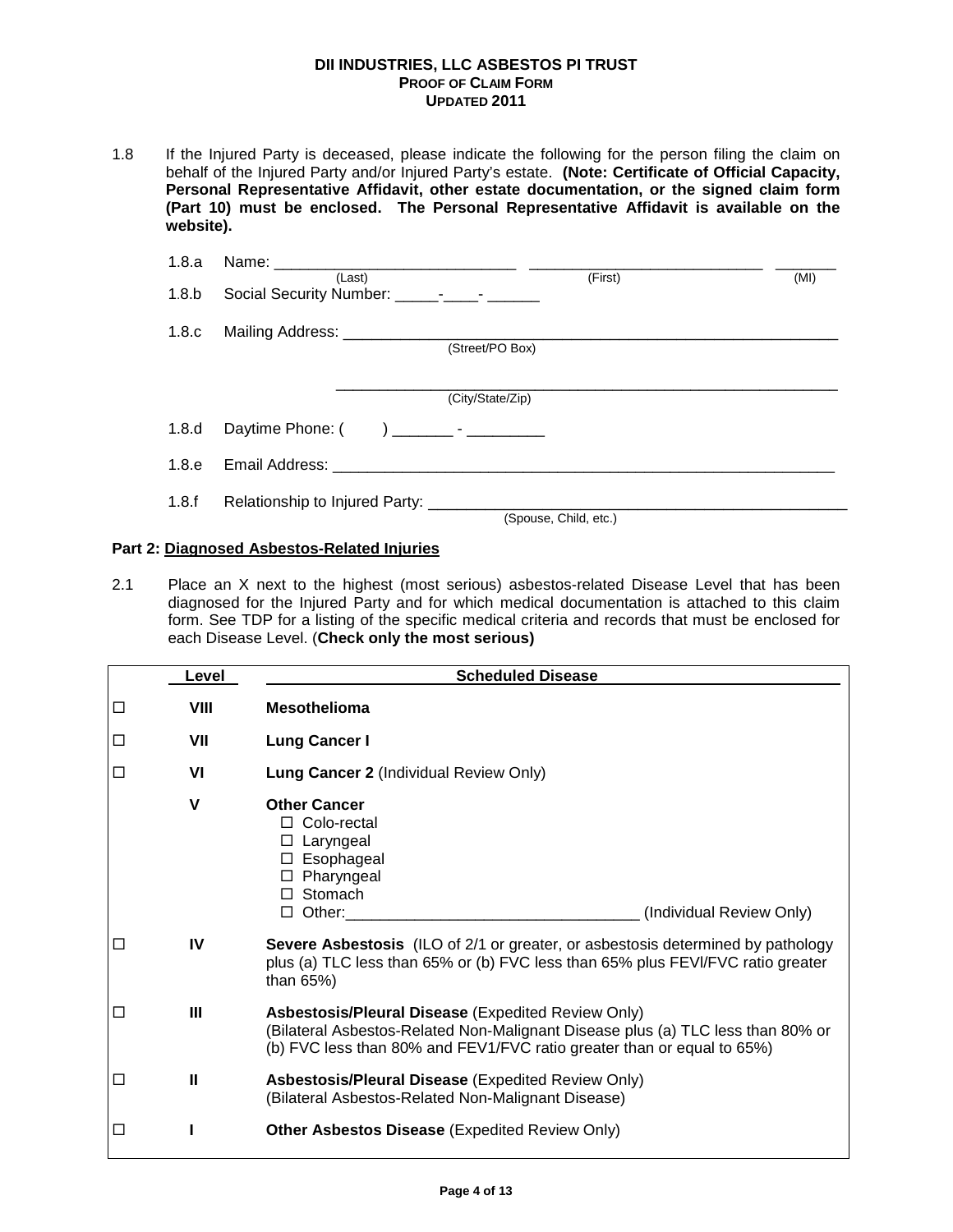**DII INDUSTRIES, LLC ASBESTOS PI TRUST**
**PROOF OF CLAIM FORM**
**UPDATED 2011**

1.8 If the Injured Party is deceased, please indicate the following for the person filing the claim on behalf of the Injured Party and/or Injured Party's estate. **(Note: Certificate of Official Capacity, Personal Representative Affidavit, other estate documentation, or the signed claim form (Part 10) must be enclosed. The Personal Representative Affidavit is available on the website).**

1.8.a Name: ____________________________ (Last) ___________________________ (First) _______ (MI)

1.8.b Social Security Number: _____-____- ______

1.8.c Mailing Address: ________________________________________________________ (Street/PO Box)

________________________________________________________ (City/State/Zip)

1.8.d Daytime Phone: (      ) _______ - _________

1.8.e Email Address: ______________________________________________________________

1.8.f Relationship to Injured Party: ______________________________________________ (Spouse, Child, etc.)

**Part 2: Diagnosed Asbestos-Related Injuries**

2.1 Place an X next to the highest (most serious) asbestos-related Disease Level that has been diagnosed for the Injured Party and for which medical documentation is attached to this claim form. See TDP for a listing of the specific medical criteria and records that must be enclosed for each Disease Level. (**Check only the most serious)**

| | Level | Scheduled Disease |
|---|---|---|
| ☐ | VIII | **Mesothelioma** |
| ☐ | VII | **Lung Cancer I** |
| ☐ | VI | **Lung Cancer 2** (Individual Review Only) |
| | V | **Other Cancer**<br>☐ Colo-rectal<br>☐ Laryngeal<br>☐ Esophageal<br>☐ Pharyngeal<br>☐ Stomach<br>☐ Other:_________________________________ (Individual Review Only) |
| ☐ | IV | **Severe Asbestosis** (ILO of 2/1 or greater, or asbestosis determined by pathology plus (a) TLC less than 65% or (b) FVC less than 65% plus FEVl/FVC ratio greater than 65%) |
| ☐ | III | **Asbestosis/Pleural Disease** (Expedited Review Only)<br>(Bilateral Asbestos-Related Non-Malignant Disease plus (a) TLC less than 80% or (b) FVC less than 80% and FEV1/FVC ratio greater than or equal to 65%) |
| ☐ | II | **Asbestosis/Pleural Disease** (Expedited Review Only)<br>(Bilateral Asbestos-Related Non-Malignant Disease) |
| ☐ | I | **Other Asbestos Disease** (Expedited Review Only) |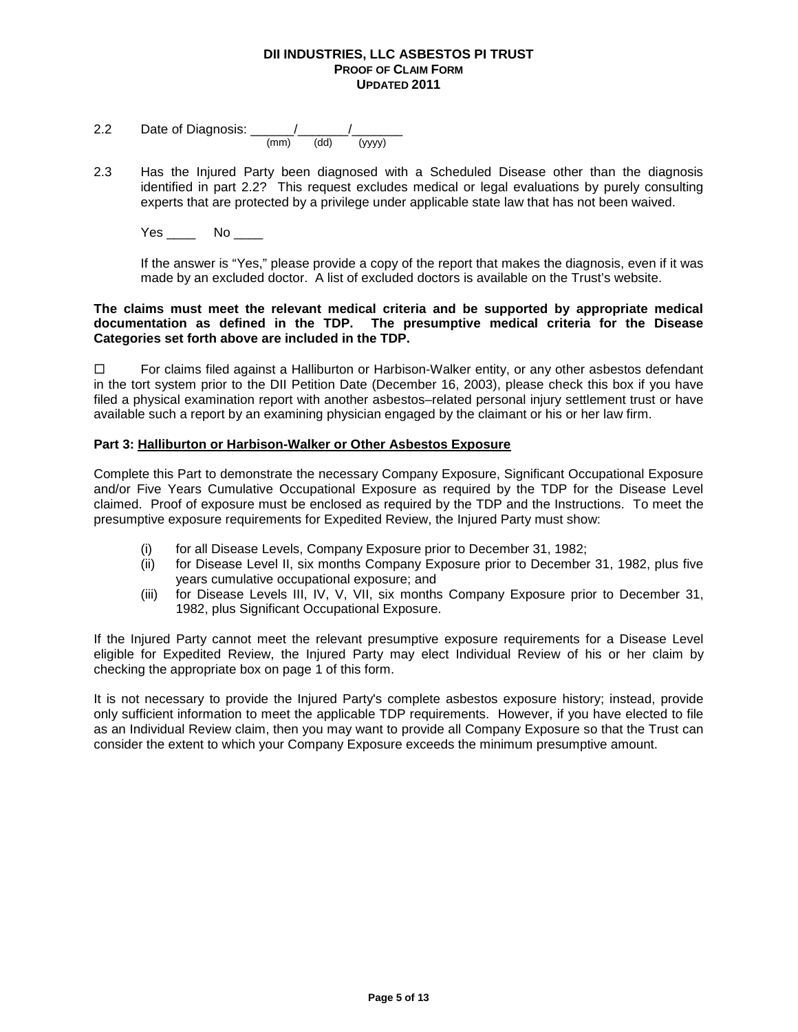2.2 Date of Diagnosis: ______/_______/_______
(mm) (dd) (yyyy)

2.3 Has the Injured Party been diagnosed with a Scheduled Disease other than the diagnosis identified in part 2.2? This request excludes medical or legal evaluations by purely consulting experts that are protected by a privilege under applicable state law that has not been waived.

Yes ____ No ____

If the answer is "Yes," please provide a copy of the report that makes the diagnosis, even if it was made by an excluded doctor. A list of excluded doctors is available on the Trust's website.

**The claims must meet the relevant medical criteria and be supported by appropriate medical documentation as defined in the TDP. The presumptive medical criteria for the Disease Categories set forth above are included in the TDP.**

☐ For claims filed against a Halliburton or Harbison-Walker entity, or any other asbestos defendant in the tort system prior to the DII Petition Date (December 16, 2003), please check this box if you have filed a physical examination report with another asbestos–related personal injury settlement trust or have available such a report by an examining physician engaged by the claimant or his or her law firm.

**Part 3: Halliburton or Harbison-Walker or Other Asbestos Exposure**

Complete this Part to demonstrate the necessary Company Exposure, Significant Occupational Exposure and/or Five Years Cumulative Occupational Exposure as required by the TDP for the Disease Level claimed. Proof of exposure must be enclosed as required by the TDP and the Instructions. To meet the presumptive exposure requirements for Expedited Review, the Injured Party must show:

(i) for all Disease Levels, Company Exposure prior to December 31, 1982;
(ii) for Disease Level II, six months Company Exposure prior to December 31, 1982, plus five years cumulative occupational exposure; and
(iii) for Disease Levels III, IV, V, VII, six months Company Exposure prior to December 31, 1982, plus Significant Occupational Exposure.

If the Injured Party cannot meet the relevant presumptive exposure requirements for a Disease Level eligible for Expedited Review, the Injured Party may elect Individual Review of his or her claim by checking the appropriate box on page 1 of this form.

It is not necessary to provide the Injured Party's complete asbestos exposure history; instead, provide only sufficient information to meet the applicable TDP requirements. However, if you have elected to file as an Individual Review claim, then you may want to provide all Company Exposure so that the Trust can consider the extent to which your Company Exposure exceeds the minimum presumptive amount.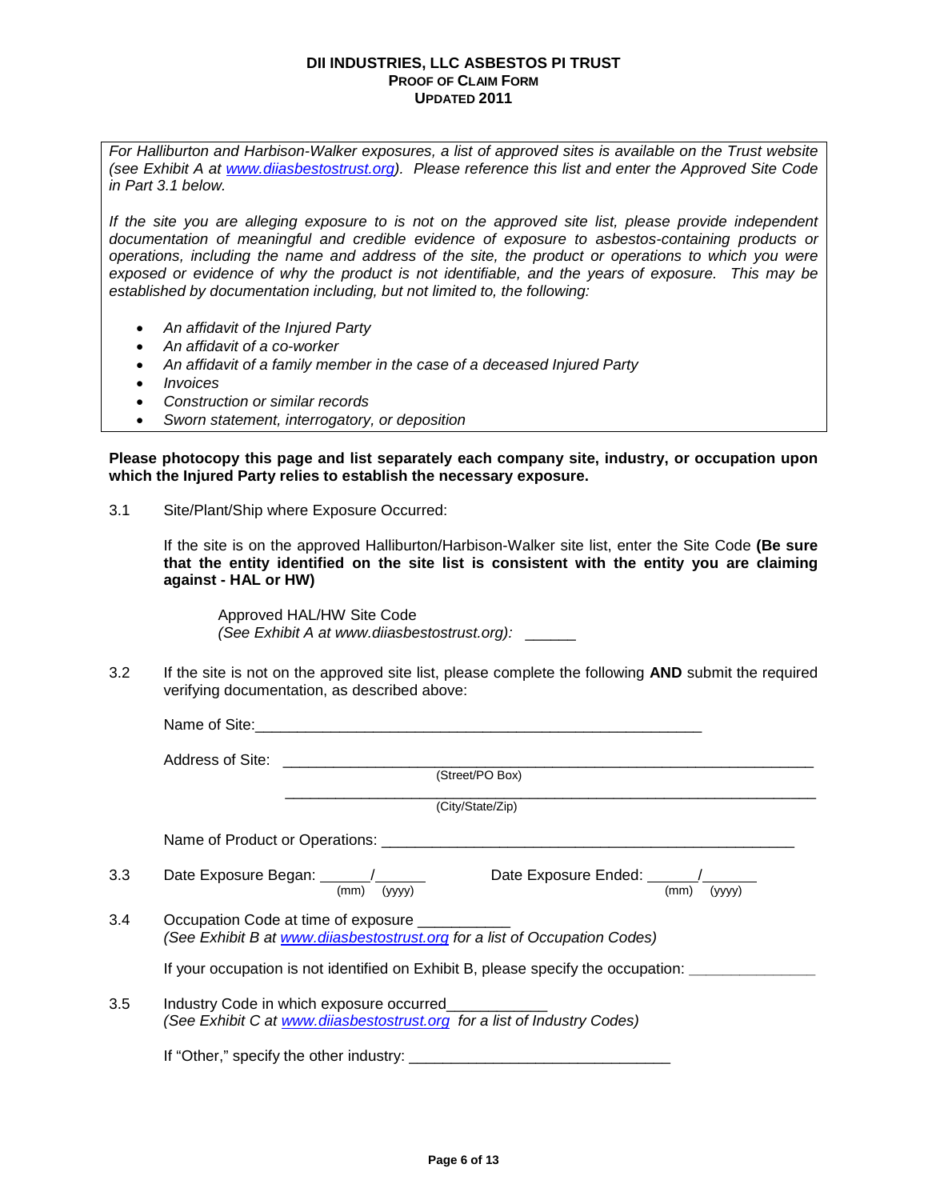**DII INDUSTRIES, LLC ASBESTOS PI TRUST**
**PROOF OF CLAIM FORM**
**UPDATED 2011**

*For Halliburton and Harbison-Walker exposures, a list of approved sites is available on the Trust website (see Exhibit A at www.diiasbestostrust.org). Please reference this list and enter the Approved Site Code in Part 3.1 below.*

*If the site you are alleging exposure to is not on the approved site list, please provide independent documentation of meaningful and credible evidence of exposure to asbestos-containing products or operations, including the name and address of the site, the product or operations to which you were exposed or evidence of why the product is not identifiable, and the years of exposure. This may be established by documentation including, but not limited to, the following:*

- *An affidavit of the Injured Party*
- *An affidavit of a co-worker*
- *An affidavit of a family member in the case of a deceased Injured Party*
- *Invoices*
- *Construction or similar records*
- *Sworn statement, interrogatory, or deposition*

**Please photocopy this page and list separately each company site, industry, or occupation upon which the Injured Party relies to establish the necessary exposure.**

3.1 Site/Plant/Ship where Exposure Occurred:

If the site is on the approved Halliburton/Harbison-Walker site list, enter the Site Code **(Be sure that the entity identified on the site list is consistent with the entity you are claiming against - HAL or HW)**

Approved HAL/HW Site Code
*(See Exhibit A at www.diiasbestostrust.org):* ______

3.2 If the site is not on the approved site list, please complete the following **AND** submit the required verifying documentation, as described above:

Name of Site: ________________________________________________

Address of Site: ________________________________________________
(Street/PO Box)

________________________________________________
(City/State/Zip)

Name of Product or Operations: ________________________________________________

3.3 Date Exposure Began: ______/______ (mm) (yyyy) Date Exposure Ended: ______/______ (mm) (yyyy)

3.4 Occupation Code at time of exposure ___________
*(See Exhibit B at www.diiasbestostrust.org for a list of Occupation Codes)*

If your occupation is not identified on Exhibit B, please specify the occupation: _______________

3.5 Industry Code in which exposure occurred____________
*(See Exhibit C at www.diiasbestostrust.org for a list of Industry Codes)*

If "Other," specify the other industry: ______________________________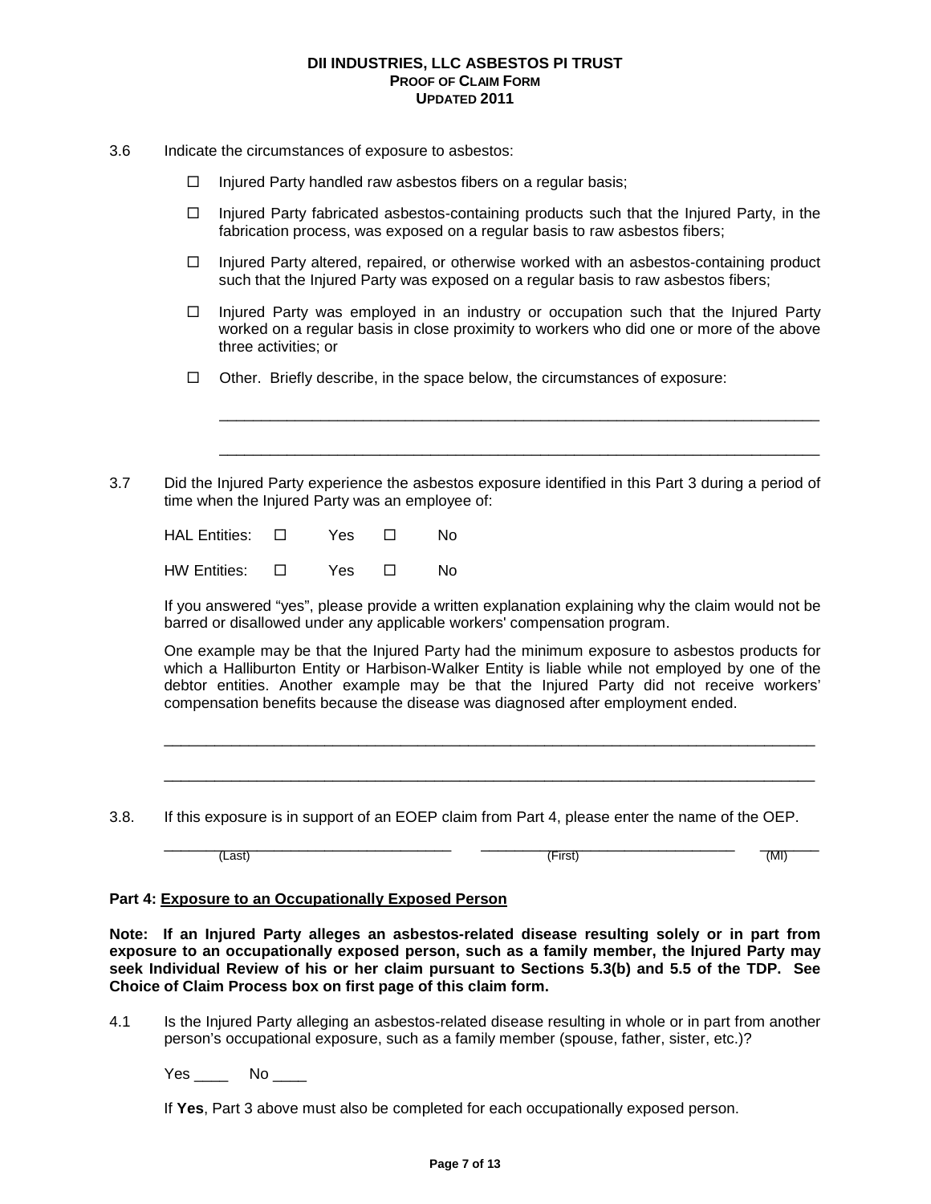3.6 Indicate the circumstances of exposure to asbestos:

- ☐ Injured Party handled raw asbestos fibers on a regular basis;
- ☐ Injured Party fabricated asbestos-containing products such that the Injured Party, in the fabrication process, was exposed on a regular basis to raw asbestos fibers;
- ☐ Injured Party altered, repaired, or otherwise worked with an asbestos-containing product such that the Injured Party was exposed on a regular basis to raw asbestos fibers;
- ☐ Injured Party was employed in an industry or occupation such that the Injured Party worked on a regular basis in close proximity to workers who did one or more of the above three activities; or
- ☐ Other. Briefly describe, in the space below, the circumstances of exposure:

______________________________________________________________________

______________________________________________________________________

3.7 Did the Injured Party experience the asbestos exposure identified in this Part 3 during a period of time when the Injured Party was an employee of:

HAL Entities: ☐ Yes ☐ No

HW Entities: ☐ Yes ☐ No

If you answered "yes", please provide a written explanation explaining why the claim would not be barred or disallowed under any applicable workers' compensation program.

One example may be that the Injured Party had the minimum exposure to asbestos products for which a Halliburton Entity or Harbison-Walker Entity is liable while not employed by one of the debtor entities. Another example may be that the Injured Party did not receive workers' compensation benefits because the disease was diagnosed after employment ended.

______________________________________________________________________

______________________________________________________________________

3.8. If this exposure is in support of an EOEP claim from Part 4, please enter the name of the OEP.

____________________ (Last) ____________________ (First) ________ (MI)

**Part 4: Exposure to an Occupationally Exposed Person**

**Note: If an Injured Party alleges an asbestos-related disease resulting solely or in part from exposure to an occupationally exposed person, such as a family member, the Injured Party may seek Individual Review of his or her claim pursuant to Sections 5.3(b) and 5.5 of the TDP. See Choice of Claim Process box on first page of this claim form.**

4.1 Is the Injured Party alleging an asbestos-related disease resulting in whole or in part from another person's occupational exposure, such as a family member (spouse, father, sister, etc.)?

Yes ____ No ____

If **Yes**, Part 3 above must also be completed for each occupationally exposed person.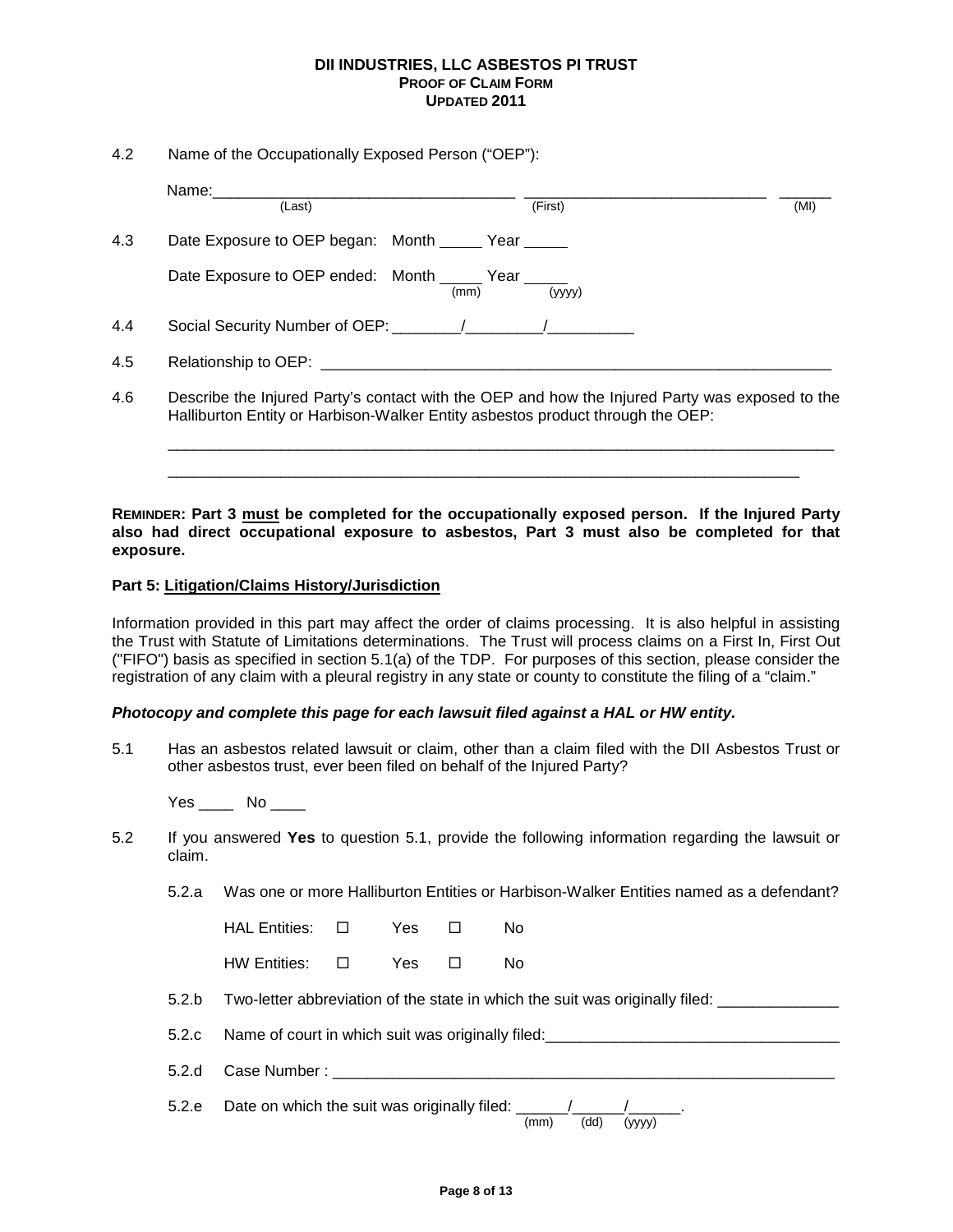4.2 Name of the Occupationally Exposed Person ("OEP"):

Name:___________________________________ ____________________________ ______
(Last) (First) (MI)

4.3 Date Exposure to OEP began: Month _____ Year _____

Date Exposure to OEP ended: Month _____ Year _____
(mm) (yyyy)

4.4 Social Security Number of OEP: ________/_________/__________

4.5 Relationship to OEP: ______________________________________________________________

4.6 Describe the Injured Party's contact with the OEP and how the Injured Party was exposed to the Halliburton Entity or Harbison-Walker Entity asbestos product through the OEP:

________________________________________________________________________________

______________________________________________________________________________

**REMINDER: Part 3 must be completed for the occupationally exposed person. If the Injured Party also had direct occupational exposure to asbestos, Part 3 must also be completed for that exposure.**

## Part 5: Litigation/Claims History/Jurisdiction

Information provided in this part may affect the order of claims processing. It is also helpful in assisting the Trust with Statute of Limitations determinations. The Trust will process claims on a First In, First Out ("FIFO") basis as specified in section 5.1(a) of the TDP. For purposes of this section, please consider the registration of any claim with a pleural registry in any state or county to constitute the filing of a "claim."

***Photocopy and complete this page for each lawsuit filed against a HAL or HW entity.***

5.1 Has an asbestos related lawsuit or claim, other than a claim filed with the DII Asbestos Trust or other asbestos trust, ever been filed on behalf of the Injured Party?

Yes ____ No ____

5.2 If you answered **Yes** to question 5.1, provide the following information regarding the lawsuit or claim.

5.2.a Was one or more Halliburton Entities or Harbison-Walker Entities named as a defendant?

HAL Entities: ☐ Yes ☐ No

HW Entities: ☐ Yes ☐ No

5.2.b Two-letter abbreviation of the state in which the suit was originally filed: ______________

5.2.c Name of court in which suit was originally filed:_________________________________

5.2.d Case Number : ___________________________________________________________

5.2.e Date on which the suit was originally filed: ______/______/______.
(mm) (dd) (yyyy)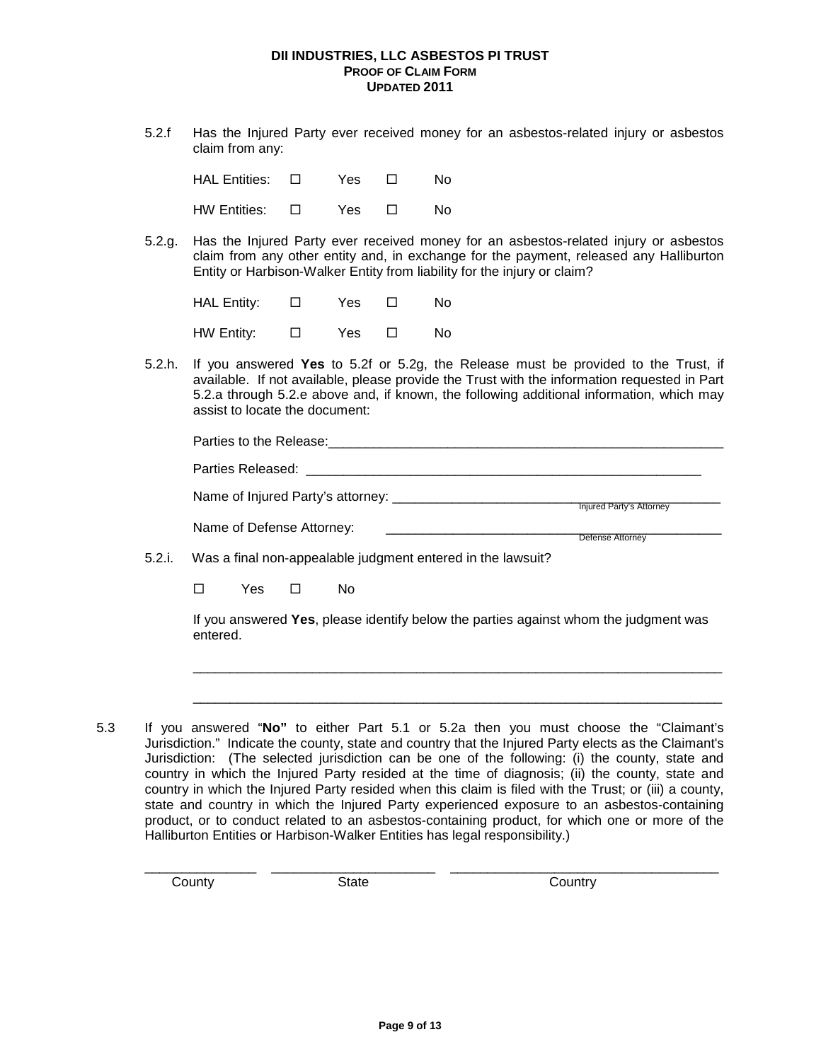5.2.f Has the Injured Party ever received money for an asbestos-related injury or asbestos claim from any:

HAL Entities: ☐ Yes ☐ No

HW Entities: ☐ Yes ☐ No

5.2.g. Has the Injured Party ever received money for an asbestos-related injury or asbestos claim from any other entity and, in exchange for the payment, released any Halliburton Entity or Harbison-Walker Entity from liability for the injury or claim?

HAL Entity: ☐ Yes ☐ No

HW Entity: ☐ Yes ☐ No

5.2.h. If you answered **Yes** to 5.2f or 5.2g, the Release must be provided to the Trust, if available. If not available, please provide the Trust with the information requested in Part 5.2.a through 5.2.e above and, if known, the following additional information, which may assist to locate the document:

Parties to the Release:\_\_\_\_\_\_\_\_\_\_\_\_\_\_\_\_\_\_\_\_\_\_\_\_\_\_\_\_\_\_\_\_\_\_\_\_\_\_\_\_\_\_\_\_\_\_\_\_

Parties Released: \_\_\_\_\_\_\_\_\_\_\_\_\_\_\_\_\_\_\_\_\_\_\_\_\_\_\_\_\_\_\_\_\_\_\_\_\_\_\_\_\_\_\_\_\_\_\_\_

Name of Injured Party's attorney: \_\_\_\_\_\_\_\_\_\_\_\_\_\_\_\_\_\_\_\_\_\_\_\_\_\_\_\_\_\_\_\_\_\_\_\_
Injured Party's Attorney

Name of Defense Attorney: \_\_\_\_\_\_\_\_\_\_\_\_\_\_\_\_\_\_\_\_\_\_\_\_\_\_\_\_\_\_\_\_\_\_\_\_
Defense Attorney

5.2.i. Was a final non-appealable judgment entered in the lawsuit?

☐ Yes ☐ No

If you answered **Yes**, please identify below the parties against whom the judgment was entered.

\_\_\_\_\_\_\_\_\_\_\_\_\_\_\_\_\_\_\_\_\_\_\_\_\_\_\_\_\_\_\_\_\_\_\_\_\_\_\_\_\_\_\_\_\_\_\_\_\_\_\_\_\_\_\_\_\_\_\_\_\_\_\_\_

\_\_\_\_\_\_\_\_\_\_\_\_\_\_\_\_\_\_\_\_\_\_\_\_\_\_\_\_\_\_\_\_\_\_\_\_\_\_\_\_\_\_\_\_\_\_\_\_\_\_\_\_\_\_\_\_\_\_\_\_\_\_\_\_

5.3 If you answered "**No"** to either Part 5.1 or 5.2a then you must choose the "Claimant's Jurisdiction." Indicate the county, state and country that the Injured Party elects as the Claimant's Jurisdiction: (The selected jurisdiction can be one of the following: (i) the county, state and country in which the Injured Party resided at the time of diagnosis; (ii) the county, state and country in which the Injured Party resided when this claim is filed with the Trust; or (iii) a county, state and country in which the Injured Party experienced exposure to an asbestos-containing product, or to conduct related to an asbestos-containing product, for which one or more of the Halliburton Entities or Harbison-Walker Entities has legal responsibility.)

\_\_\_\_\_\_\_\_\_\_\_\_\_\_ \_\_\_\_\_\_\_\_\_\_\_\_\_\_\_\_\_\_\_\_ \_\_\_\_\_\_\_\_\_\_\_\_\_\_\_\_\_\_\_\_\_\_\_\_\_\_\_\_\_\_\_\_
County State Country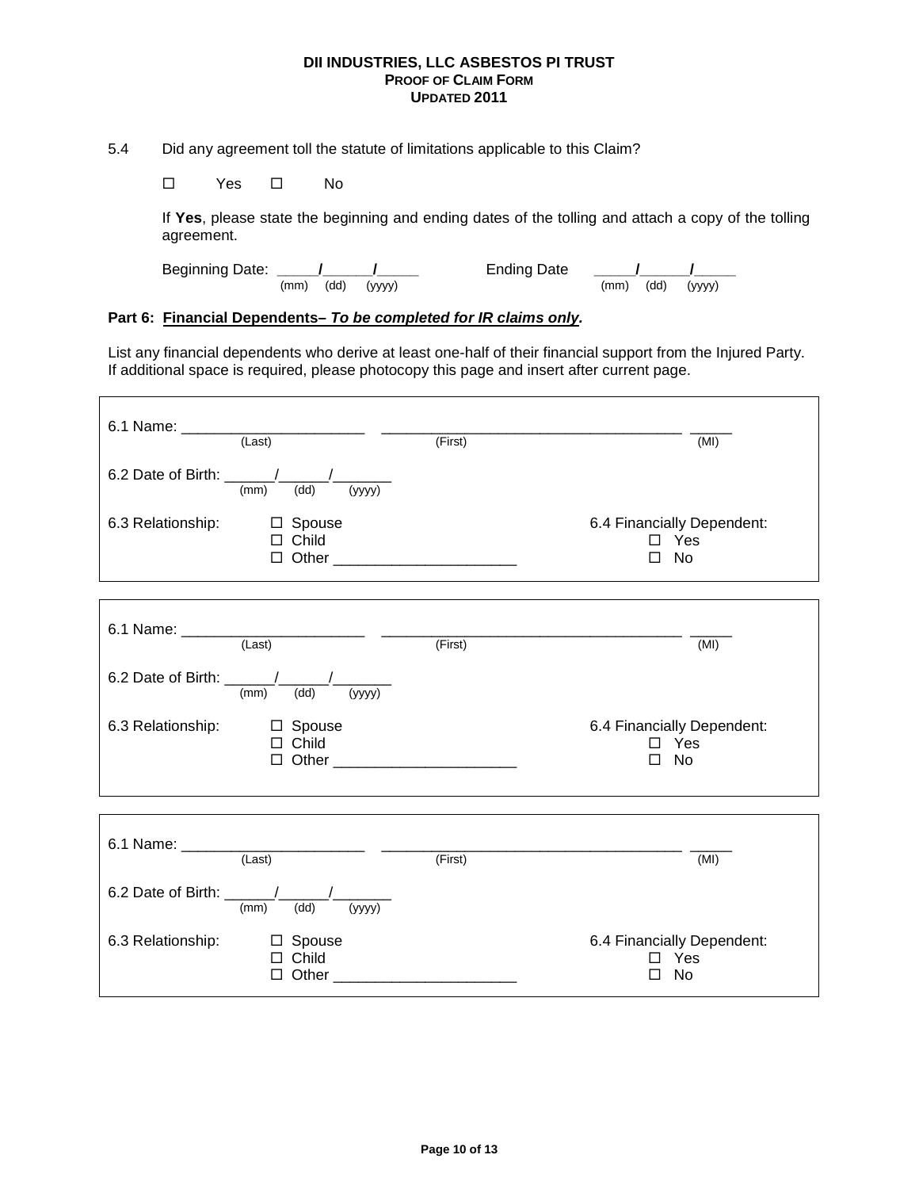**DII INDUSTRIES, LLC ASBESTOS PI TRUST**
**PROOF OF CLAIM FORM**
**UPDATED 2011**

5.4 Did any agreement toll the statute of limitations applicable to this Claim?

☐ Yes ☐ No

If **Yes**, please state the beginning and ending dates of the tolling and attach a copy of the tolling agreement.

Beginning Date: _____/_____/_____ (mm) (dd) (yyyy) Ending Date _____/_____/_____ (mm) (dd) (yyyy)

### Part 6: Financial Dependents– *To be completed for IR claims only.*

List any financial dependents who derive at least one-half of their financial support from the Injured Party. If additional space is required, please photocopy this page and insert after current page.

6.1 Name: ____________________ (Last) ________________________________ (First) _____ (MI)

6.2 Date of Birth: ______/______/_______ (mm) (dd) (yyyy)

6.3 Relationship: ☐ Spouse ☐ Child ☐ Other ____________________

6.4 Financially Dependent: ☐ Yes ☐ No

---

6.1 Name: ____________________ (Last) ________________________________ (First) _____ (MI)

6.2 Date of Birth: ______/______/_______ (mm) (dd) (yyyy)

6.3 Relationship: ☐ Spouse ☐ Child ☐ Other ____________________

6.4 Financially Dependent: ☐ Yes ☐ No

---

6.1 Name: ____________________ (Last) ________________________________ (First) _____ (MI)

6.2 Date of Birth: ______/______/_______ (mm) (dd) (yyyy)

6.3 Relationship: ☐ Spouse ☐ Child ☐ Other ____________________

6.4 Financially Dependent: ☐ Yes ☐ No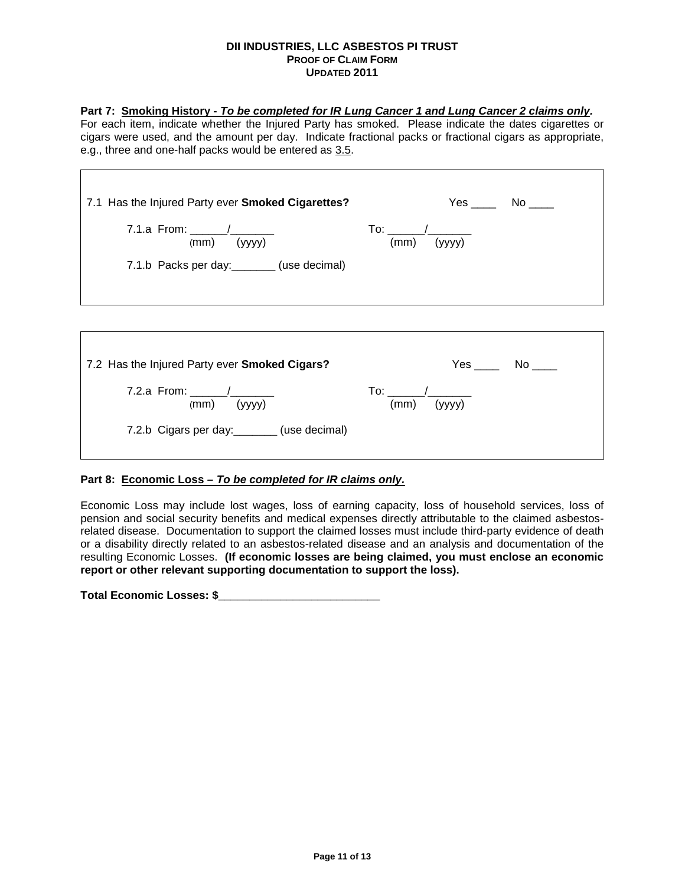**DII INDUSTRIES, LLC ASBESTOS PI TRUST**
**PROOF OF CLAIM FORM**
**UPDATED 2011**

**Part 7: Smoking History - *To be completed for IR Lung Cancer 1 and Lung Cancer 2 claims only*.**
For each item, indicate whether the Injured Party has smoked. Please indicate the dates cigarettes or cigars were used, and the amount per day. Indicate fractional packs or fractional cigars as appropriate, e.g., three and one-half packs would be entered as 3.5.

7.1 Has the Injured Party ever **Smoked Cigarettes?** Yes ____ No ____

7.1.a From: ______/_______ (mm) (yyyy) To: ______/_______ (mm) (yyyy)

7.1.b Packs per day:_______ (use decimal)

7.2 Has the Injured Party ever **Smoked Cigars?** Yes ____ No ____

7.2.a From: ______/_______ (mm) (yyyy) To: ______/_______ (mm) (yyyy)

7.2.b Cigars per day:_______ (use decimal)

**Part 8: Economic Loss – *To be completed for IR claims only.***

Economic Loss may include lost wages, loss of earning capacity, loss of household services, loss of pension and social security benefits and medical expenses directly attributable to the claimed asbestos-related disease. Documentation to support the claimed losses must include third-party evidence of death or a disability directly related to an asbestos-related disease and an analysis and documentation of the resulting Economic Losses. **(If economic losses are being claimed, you must enclose an economic report or other relevant supporting documentation to support the loss).**

**Total Economic Losses: $_________________________**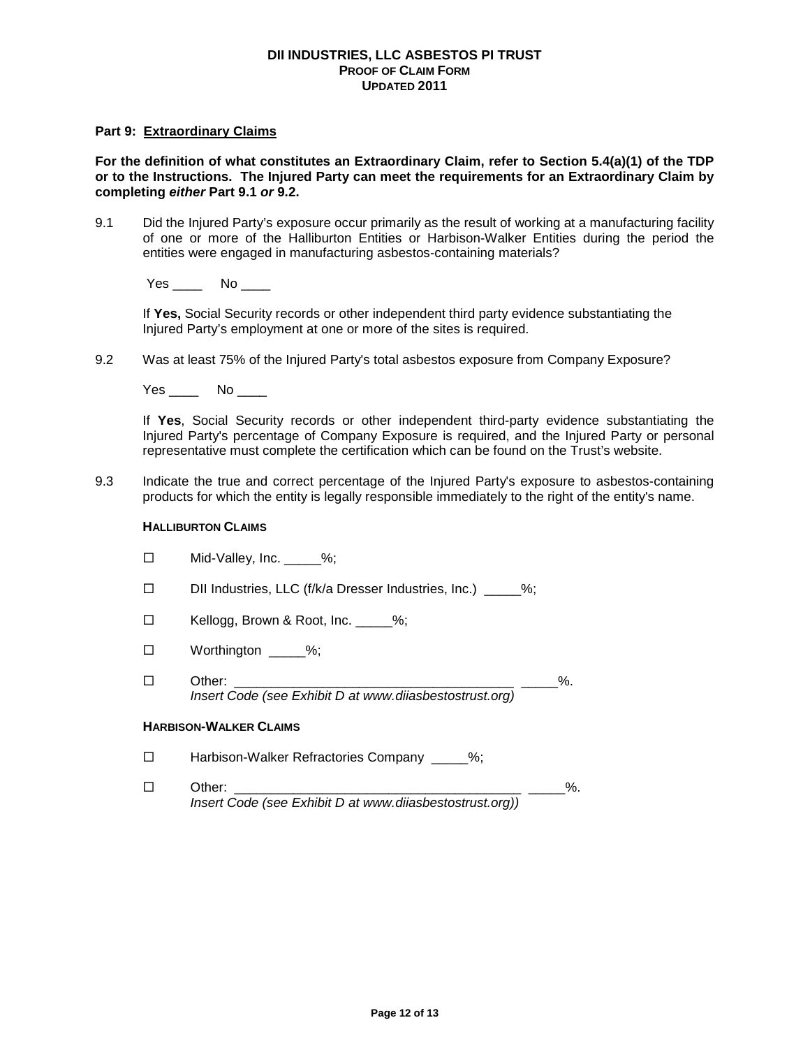**DII INDUSTRIES, LLC ASBESTOS PI TRUST**
**PROOF OF CLAIM FORM**
**UPDATED 2011**

**Part 9: Extraordinary Claims**

**For the definition of what constitutes an Extraordinary Claim, refer to Section 5.4(a)(1) of the TDP or to the Instructions. The Injured Party can meet the requirements for an Extraordinary Claim by completing *either* Part 9.1 *or* 9.2.**

9.1 Did the Injured Party's exposure occur primarily as the result of working at a manufacturing facility of one or more of the Halliburton Entities or Harbison-Walker Entities during the period the entities were engaged in manufacturing asbestos-containing materials?

Yes ____ No ____

If **Yes,** Social Security records or other independent third party evidence substantiating the Injured Party's employment at one or more of the sites is required.

9.2 Was at least 75% of the Injured Party's total asbestos exposure from Company Exposure?

Yes ____ No ____

If **Yes**, Social Security records or other independent third-party evidence substantiating the Injured Party's percentage of Company Exposure is required, and the Injured Party or personal representative must complete the certification which can be found on the Trust's website.

9.3 Indicate the true and correct percentage of the Injured Party's exposure to asbestos-containing products for which the entity is legally responsible immediately to the right of the entity's name.

**HALLIBURTON CLAIMS**

- ☐ Mid-Valley, Inc. _____%;
- ☐ DII Industries, LLC (f/k/a Dresser Industries, Inc.) _____%;
- ☐ Kellogg, Brown & Root, Inc. _____%;
- ☐ Worthington _____%;
- ☐ Other: ______________________________________ _____%.
  *Insert Code (see Exhibit D at www.diiasbestostrust.org)*

**HARBISON-WALKER CLAIMS**

- ☐ Harbison-Walker Refractories Company _____%;
- ☐ Other: ________________________________________ _____%.
  *Insert Code (see Exhibit D at www.diiasbestostrust.org))*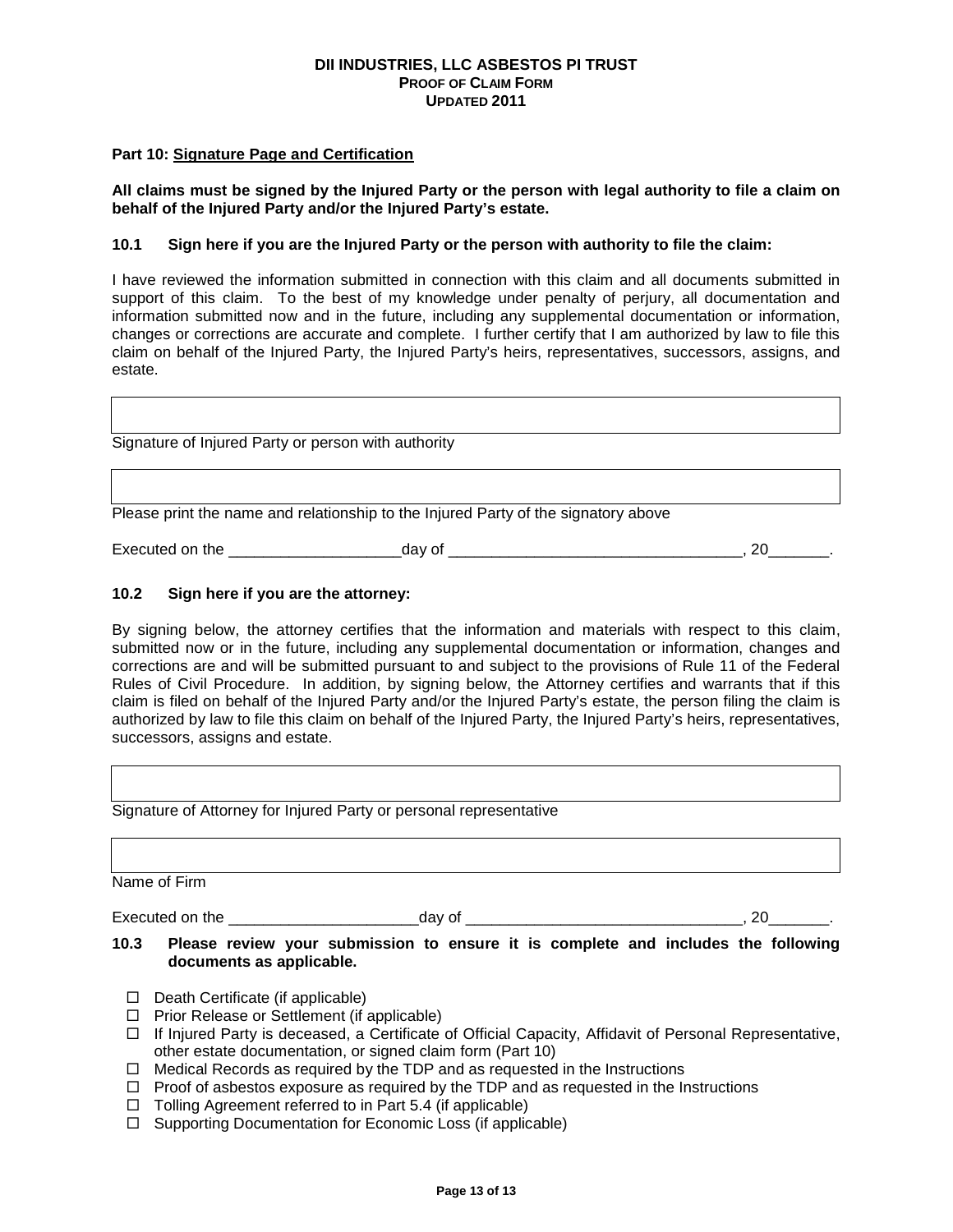**DII INDUSTRIES, LLC ASBESTOS PI TRUST**
**PROOF OF CLAIM FORM**
**UPDATED 2011**

**Part 10: Signature Page and Certification**

**All claims must be signed by the Injured Party or the person with legal authority to file a claim on behalf of the Injured Party and/or the Injured Party's estate.**

**10.1 Sign here if you are the Injured Party or the person with authority to file the claim:**

I have reviewed the information submitted in connection with this claim and all documents submitted in support of this claim. To the best of my knowledge under penalty of perjury, all documentation and information submitted now and in the future, including any supplemental documentation or information, changes or corrections are accurate and complete. I further certify that I am authorized by law to file this claim on behalf of the Injured Party, the Injured Party's heirs, representatives, successors, assigns, and estate.

Signature of Injured Party or person with authority

Please print the name and relationship to the Injured Party of the signatory above

Executed on the ____________________day of __________________________________, 20_______.

**10.2 Sign here if you are the attorney:**

By signing below, the attorney certifies that the information and materials with respect to this claim, submitted now or in the future, including any supplemental documentation or information, changes and corrections are and will be submitted pursuant to and subject to the provisions of Rule 11 of the Federal Rules of Civil Procedure. In addition, by signing below, the Attorney certifies and warrants that if this claim is filed on behalf of the Injured Party and/or the Injured Party's estate, the person filing the claim is authorized by law to file this claim on behalf of the Injured Party, the Injured Party's heirs, representatives, successors, assigns and estate.

Signature of Attorney for Injured Party or personal representative

Name of Firm

Executed on the ______________________day of ________________________________, 20_______.

**10.3 Please review your submission to ensure it is complete and includes the following documents as applicable.**

- ☐ Death Certificate (if applicable)
- ☐ Prior Release or Settlement (if applicable)
- ☐ If Injured Party is deceased, a Certificate of Official Capacity, Affidavit of Personal Representative, other estate documentation, or signed claim form (Part 10)
- ☐ Medical Records as required by the TDP and as requested in the Instructions
- ☐ Proof of asbestos exposure as required by the TDP and as requested in the Instructions
- ☐ Tolling Agreement referred to in Part 5.4 (if applicable)
- ☐ Supporting Documentation for Economic Loss (if applicable)